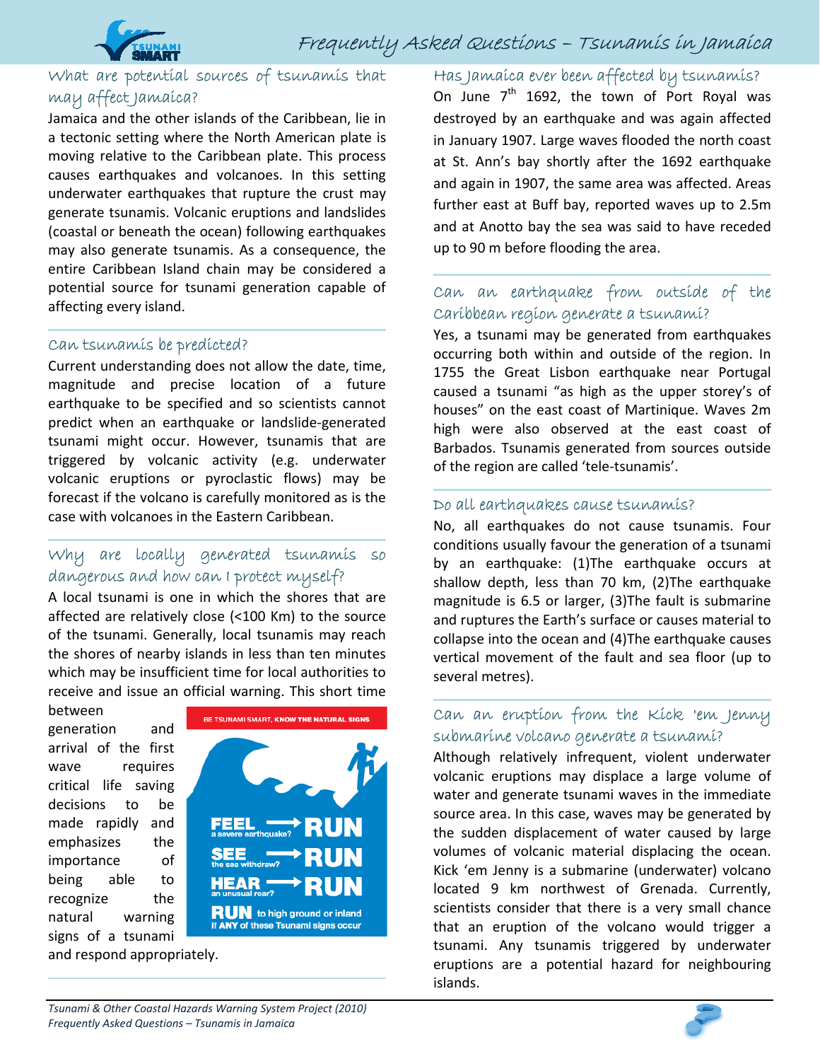# Frequently Asked Questions – Tsunamis in Jamaica

## What are potential sources of tsunamis that may affect Jamaica?

Jamaica and the other islands of the Caribbean, lie in a tectonic setting where the North American plate is moving relative to the Caribbean plate. This process causes earthquakes and volcanoes. In this setting underwater earthquakes that rupture the crust may generate tsunamis. Volcanic eruptions and landslides (coastal or beneath the ocean) following earthquakes may also generate tsunamis. As a consequence, the entire Caribbean Island chain may be considered a potential source for tsunami generation capable of affecting every island.

## Can tsunamis be predicted?

Current understanding does not allow the date, time, magnitude and precise location of a future earthquake to be specified and so scientists cannot predict when an earthquake or landslide-generated tsunami might occur. However, tsunamis that are triggered by volcanic activity (e.g. underwater volcanic eruptions or pyroclastic flows) may be forecast if the volcano is carefully monitored as is the case with volcanoes in the Eastern Caribbean.

## Why are locally generated tsunamis so dangerous and how can I protect myself?

A local tsunami is one in which the shores that are affected are relatively close (<100 Km) to the source of the tsunami. Generally, local tsunamis may reach the shores of nearby islands in less than ten minutes which may be insufficient time for local authorities to receive and issue an official warning. This short time between generation and arrival of the first wave requires critical life saving decisions to be made rapidly and emphasizes the importance of being able to recognize the natural warning signs of a tsunami and respond appropriately.

**BE TSUNAMI SMART, KNOW THE NATURAL SIGNS**

- **FEEL** a severe earthquake? → **RUN**
- **SEE** the sea withdraw? → **RUN**
- **HEAR** an unusual roar? → **RUN**
- **RUN** to high ground or inland if ANY of these Tsunami signs occur

## Has Jamaica ever been affected by tsunamis?

On June 7th 1692, the town of Port Royal was destroyed by an earthquake and was again affected in January 1907. Large waves flooded the north coast at St. Ann's bay shortly after the 1692 earthquake and again in 1907, the same area was affected. Areas further east at Buff bay, reported waves up to 2.5m and at Anotto bay the sea was said to have receded up to 90 m before flooding the area.

## Can an earthquake from outside of the Caribbean region generate a tsunami?

Yes, a tsunami may be generated from earthquakes occurring both within and outside of the region. In 1755 the Great Lisbon earthquake near Portugal caused a tsunami "as high as the upper storey's of houses" on the east coast of Martinique. Waves 2m high were also observed at the east coast of Barbados. Tsunamis generated from sources outside of the region are called 'tele-tsunamis'.

## Do all earthquakes cause tsunamis?

No, all earthquakes do not cause tsunamis. Four conditions usually favour the generation of a tsunami by an earthquake: (1)The earthquake occurs at shallow depth, less than 70 km, (2)The earthquake magnitude is 6.5 or larger, (3)The fault is submarine and ruptures the Earth's surface or causes material to collapse into the ocean and (4)The earthquake causes vertical movement of the fault and sea floor (up to several metres).

## Can an eruption from the Kick 'em Jenny submarine volcano generate a tsunami?

Although relatively infrequent, violent underwater volcanic eruptions may displace a large volume of water and generate tsunami waves in the immediate source area. In this case, waves may be generated by the sudden displacement of water caused by large volumes of volcanic material displacing the ocean. Kick 'em Jenny is a submarine (underwater) volcano located 9 km northwest of Grenada. Currently, scientists consider that there is a very small chance that an eruption of the volcano would trigger a tsunami. Any tsunamis triggered by underwater eruptions are a potential hazard for neighbouring islands.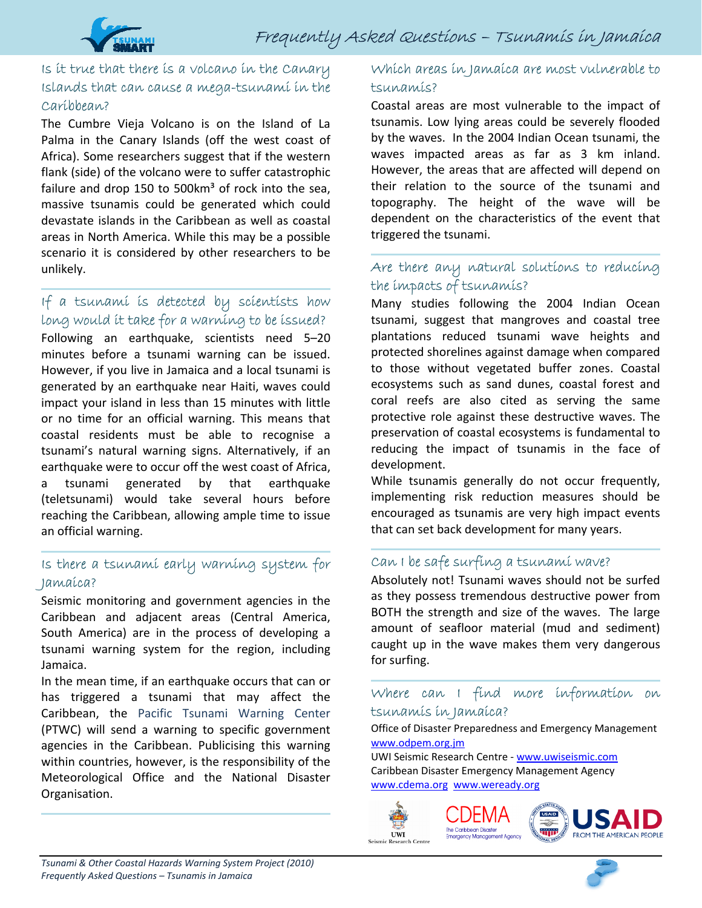## Is it true that there is a volcano in the Canary Islands that can cause a mega-tsunami in the Caribbean?

The Cumbre Vieja Volcano is on the Island of La Palma in the Canary Islands (off the west coast of Africa). Some researchers suggest that if the western flank (side) of the volcano were to suffer catastrophic failure and drop 150 to 500km³ of rock into the sea, massive tsunamis could be generated which could devastate islands in the Caribbean as well as coastal areas in North America. While this may be a possible scenario it is considered by other researchers to be unlikely.

## If a tsunami is detected by scientists how long would it take for a warning to be issued?

Following an earthquake, scientists need 5–20 minutes before a tsunami warning can be issued. However, if you live in Jamaica and a local tsunami is generated by an earthquake near Haiti, waves could impact your island in less than 15 minutes with little or no time for an official warning. This means that coastal residents must be able to recognise a tsunami's natural warning signs. Alternatively, if an earthquake were to occur off the west coast of Africa, a tsunami generated by that earthquake (teletsunami) would take several hours before reaching the Caribbean, allowing ample time to issue an official warning.

## Is there a tsunami early warning system for Jamaica?

Seismic monitoring and government agencies in the Caribbean and adjacent areas (Central America, South America) are in the process of developing a tsunami warning system for the region, including Jamaica.

In the mean time, if an earthquake occurs that can or has triggered a tsunami that may affect the Caribbean, the Pacific Tsunami Warning Center (PTWC) will send a warning to specific government agencies in the Caribbean. Publicising this warning within countries, however, is the responsibility of the Meteorological Office and the National Disaster Organisation.

## Which areas in Jamaica are most vulnerable to tsunamis?

Coastal areas are most vulnerable to the impact of tsunamis. Low lying areas could be severely flooded by the waves. In the 2004 Indian Ocean tsunami, the waves impacted areas as far as 3 km inland. However, the areas that are affected will depend on their relation to the source of the tsunami and topography. The height of the wave will be dependent on the characteristics of the event that triggered the tsunami.

## Are there any natural solutions to reducing the impacts of tsunamis?

Many studies following the 2004 Indian Ocean tsunami, suggest that mangroves and coastal tree plantations reduced tsunami wave heights and protected shorelines against damage when compared to those without vegetated buffer zones. Coastal ecosystems such as sand dunes, coastal forest and coral reefs are also cited as serving the same protective role against these destructive waves. The preservation of coastal ecosystems is fundamental to reducing the impact of tsunamis in the face of development.

While tsunamis generally do not occur frequently, implementing risk reduction measures should be encouraged as tsunamis are very high impact events that can set back development for many years.

## Can I be safe surfing a tsunami wave?

Absolutely not! Tsunami waves should not be surfed as they possess tremendous destructive power from BOTH the strength and size of the waves. The large amount of seafloor material (mud and sediment) caught up in the wave makes them very dangerous for surfing.

## Where can I find more information on tsunamis in Jamaica?

Office of Disaster Preparedness and Emergency Management
www.odpem.org.jm
UWI Seismic Research Centre - www.uwiseismic.com
Caribbean Disaster Emergency Management Agency
www.cdema.org www.weready.org

*Tsunami & Other Coastal Hazards Warning System Project (2010)*
*Frequently Asked Questions – Tsunamis in Jamaica*